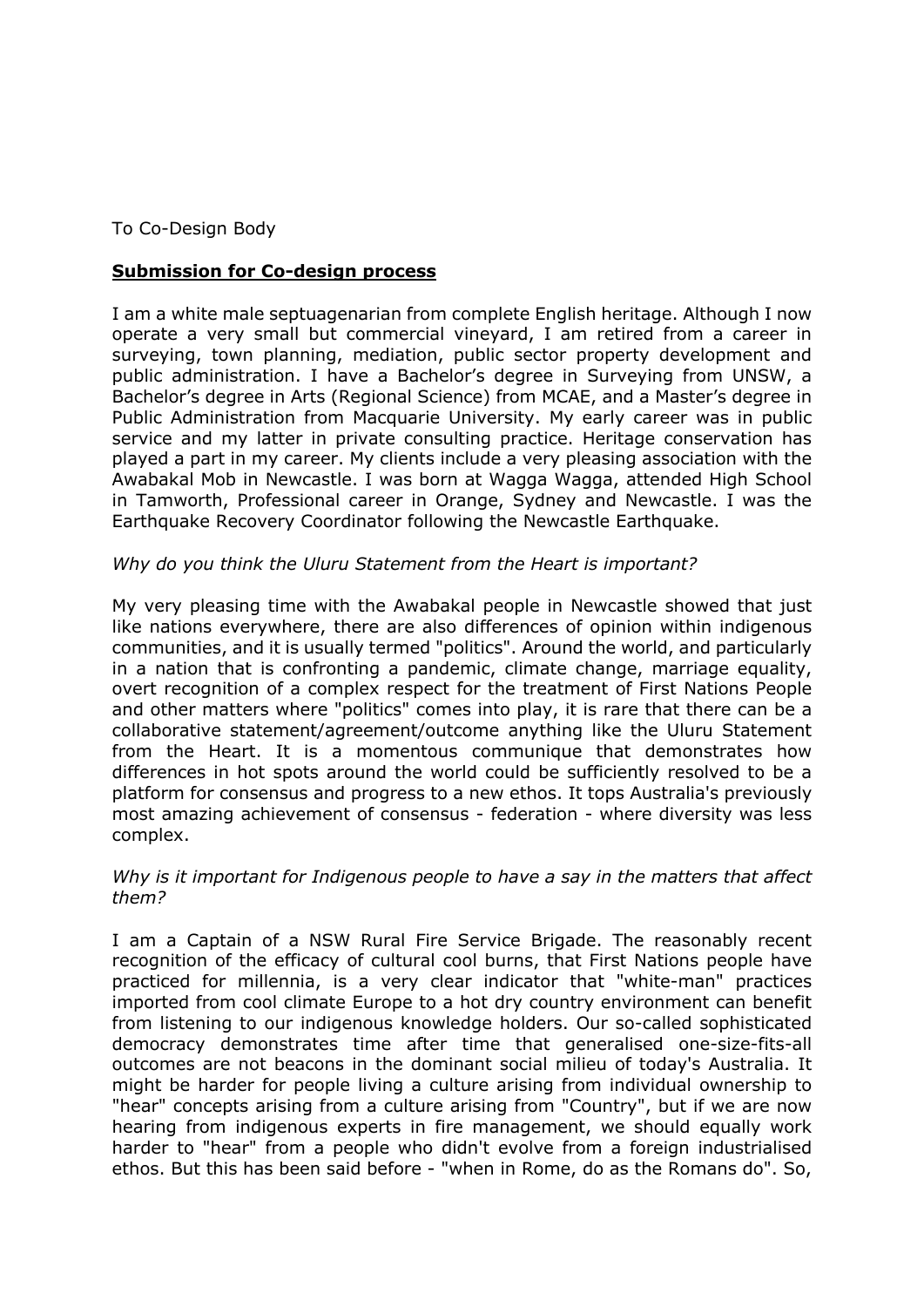To Co-Design Body

## **Submission for Co-design process**

I am a white male septuagenarian from complete English heritage. Although I now operate a very small but commercial vineyard, I am retired from a career in surveying, town planning, mediation, public sector property development and public administration. I have a Bachelor's degree in Surveying from UNSW, a Bachelor's degree in Arts (Regional Science) from MCAE, and a Master's degree in Public Administration from Macquarie University. My early career was in public service and my latter in private consulting practice. Heritage conservation has played a part in my career. My clients include a very pleasing association with the Awabakal Mob in Newcastle. I was born at Wagga Wagga, attended High School in Tamworth, Professional career in Orange, Sydney and Newcastle. I was the Earthquake Recovery Coordinator following the Newcastle Earthquake.

*Why do you think the Uluru Statement from the Heart is important?*

My very pleasing time with the Awabakal people in Newcastle showed that just like nations everywhere, there are also differences of opinion within indigenous communities, and it is usually termed "politics". Around the world, and particularly in a nation that is confronting a pandemic, climate change, marriage equality, overt recognition of a complex respect for the treatment of First Nations People and other matters where "politics" comes into play, it is rare that there can be a collaborative statement/agreement/outcome anything like the Uluru Statement from the Heart. It is a momentous communique that demonstrates how differences in hot spots around the world could be sufficiently resolved to be a platform for consensus and progress to a new ethos. It tops Australia's previously most amazing achievement of consensus - federation - where diversity was less complex.

*Why is it important for Indigenous people to have a say in the matters that affect them?*

I am a Captain of a NSW Rural Fire Service Brigade. The reasonably recent recognition of the efficacy of cultural cool burns, that First Nations people have practiced for millennia, is a very clear indicator that "white-man" practices imported from cool climate Europe to a hot dry country environment can benefit from listening to our indigenous knowledge holders. Our so-called sophisticated democracy demonstrates time after time that generalised one-size-fits-all outcomes are not beacons in the dominant social milieu of today's Australia. It might be harder for people living a culture arising from individual ownership to "hear" concepts arising from a culture arising from "Country", but if we are now hearing from indigenous experts in fire management, we should equally work harder to "hear" from a people who didn't evolve from a foreign industrialised ethos. But this has been said before - "when in Rome, do as the Romans do". So,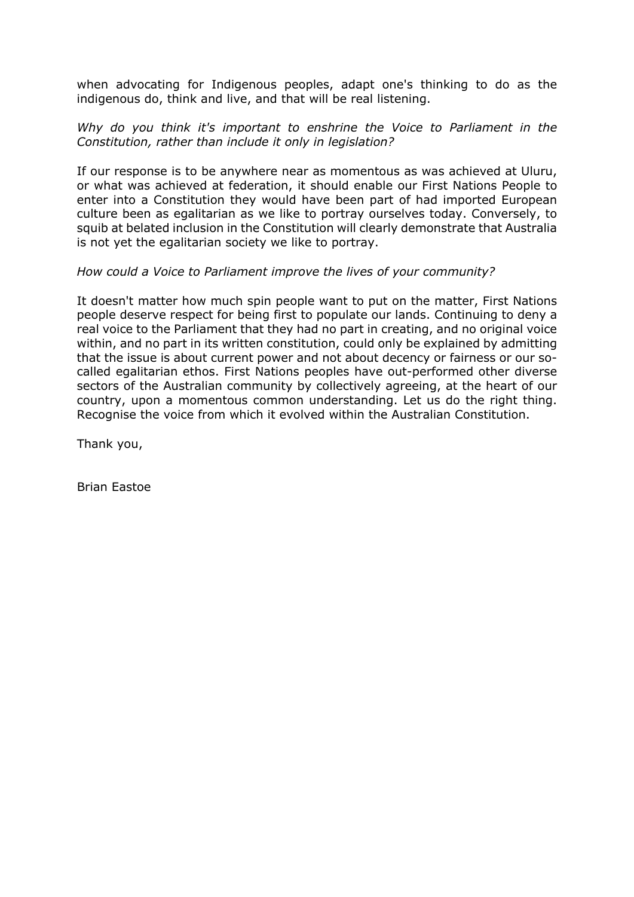when advocating for Indigenous peoples, adapt one's thinking to do as the indigenous do, think and live, and that will be real listening.

*Why do you think it's important to enshrine the Voice to Parliament in the Constitution, rather than include it only in legislation?*

If our response is to be anywhere near as momentous as was achieved at Uluru, or what was achieved at federation, it should enable our First Nations People to enter into a Constitution they would have been part of had imported European culture been as egalitarian as we like to portray ourselves today. Conversely, to squib at belated inclusion in the Constitution will clearly demonstrate that Australia is not yet the egalitarian society we like to portray.

*How could a Voice to Parliament improve the lives of your community?*

It doesn't matter how much spin people want to put on the matter, First Nations people deserve respect for being first to populate our lands. Continuing to deny a real voice to the Parliament that they had no part in creating, and no original voice within, and no part in its written constitution, could only be explained by admitting that the issue is about current power and not about decency or fairness or our so-called egalitarian ethos. First Nations peoples have out-performed other diverse sectors of the Australian community by collectively agreeing, at the heart of our country, upon a momentous common understanding. Let us do the right thing. Recognise the voice from which it evolved within the Australian Constitution.

Thank you,

Brian Eastoe